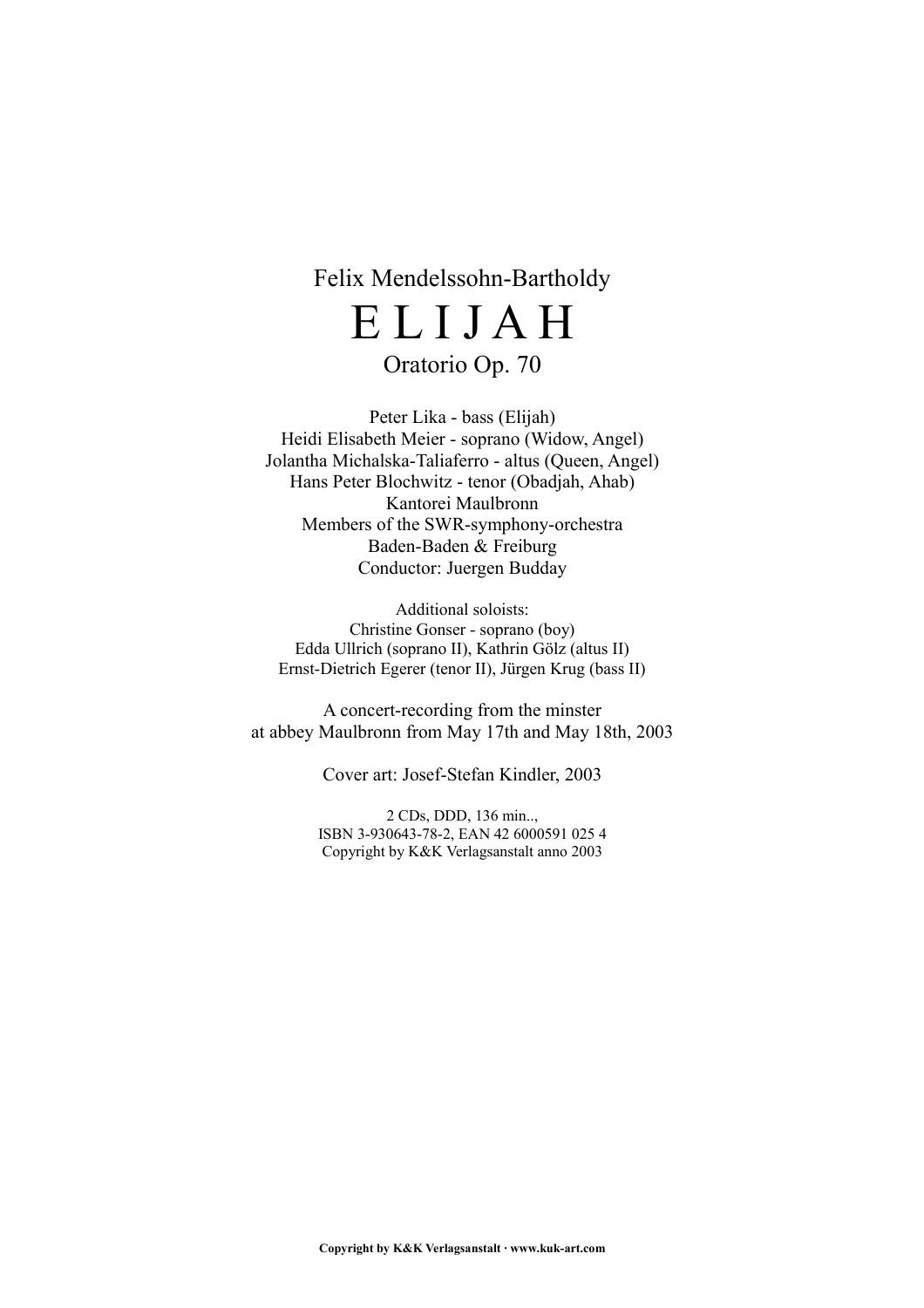Felix Mendelssohn-Bartholdy

# E L I J A H

Oratorio Op. 70

Peter Lika - bass (Elijah)
Heidi Elisabeth Meier - soprano (Widow, Angel)
Jolantha Michalska-Taliaferro - altus (Queen, Angel)
Hans Peter Blochwitz - tenor (Obadjah, Ahab)
Kantorei Maulbronn
Members of the SWR-symphony-orchestra
Baden-Baden & Freiburg
Conductor: Juergen Budday

Additional soloists:
Christine Gonser - soprano (boy)
Edda Ullrich (soprano II), Kathrin Gölz (altus II)
Ernst-Dietrich Egerer (tenor II), Jürgen Krug (bass II)

A concert-recording from the minster
at abbey Maulbronn from May 17th and May 18th, 2003

Cover art: Josef-Stefan Kindler, 2003

2 CDs, DDD, 136 min..,
ISBN 3-930643-78-2, EAN 42 6000591 025 4
Copyright by K&K Verlagsanstalt anno 2003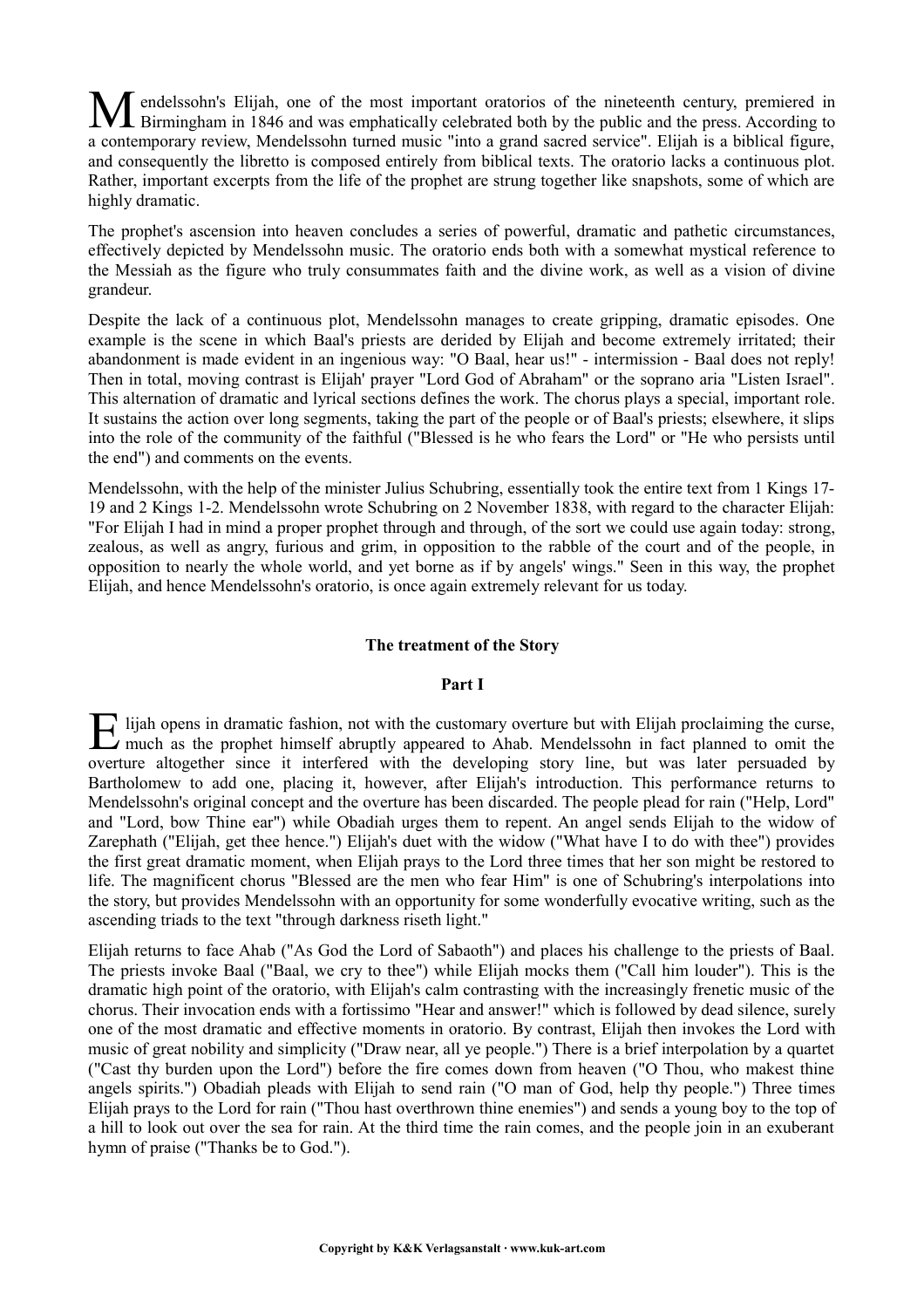Mendelssohn's Elijah, one of the most important oratorios of the nineteenth century, premiered in Birmingham in 1846 and was emphatically celebrated both by the public and the press. According to a contemporary review, Mendelssohn turned music "into a grand sacred service". Elijah is a biblical figure, and consequently the libretto is composed entirely from biblical texts. The oratorio lacks a continuous plot. Rather, important excerpts from the life of the prophet are strung together like snapshots, some of which are highly dramatic.

The prophet's ascension into heaven concludes a series of powerful, dramatic and pathetic circumstances, effectively depicted by Mendelssohn music. The oratorio ends both with a somewhat mystical reference to the Messiah as the figure who truly consummates faith and the divine work, as well as a vision of divine grandeur.

Despite the lack of a continuous plot, Mendelssohn manages to create gripping, dramatic episodes. One example is the scene in which Baal's priests are derided by Elijah and become extremely irritated; their abandonment is made evident in an ingenious way: "O Baal, hear us!" - intermission - Baal does not reply! Then in total, moving contrast is Elijah' prayer "Lord God of Abraham" or the soprano aria "Listen Israel". This alternation of dramatic and lyrical sections defines the work. The chorus plays a special, important role. It sustains the action over long segments, taking the part of the people or of Baal's priests; elsewhere, it slips into the role of the community of the faithful ("Blessed is he who fears the Lord" or "He who persists until the end") and comments on the events.

Mendelssohn, with the help of the minister Julius Schubring, essentially took the entire text from 1 Kings 17-19 and 2 Kings 1-2. Mendelssohn wrote Schubring on 2 November 1838, with regard to the character Elijah: "For Elijah I had in mind a proper prophet through and through, of the sort we could use again today: strong, zealous, as well as angry, furious and grim, in opposition to the rabble of the court and of the people, in opposition to nearly the whole world, and yet borne as if by angels' wings." Seen in this way, the prophet Elijah, and hence Mendelssohn's oratorio, is once again extremely relevant for us today.

## The treatment of the Story

### Part I

Elijah opens in dramatic fashion, not with the customary overture but with Elijah proclaiming the curse, much as the prophet himself abruptly appeared to Ahab. Mendelssohn in fact planned to omit the overture altogether since it interfered with the developing story line, but was later persuaded by Bartholomew to add one, placing it, however, after Elijah's introduction. This performance returns to Mendelssohn's original concept and the overture has been discarded. The people plead for rain ("Help, Lord" and "Lord, bow Thine ear") while Obadiah urges them to repent. An angel sends Elijah to the widow of Zarephath ("Elijah, get thee hence.") Elijah's duet with the widow ("What have I to do with thee") provides the first great dramatic moment, when Elijah prays to the Lord three times that her son might be restored to life. The magnificent chorus "Blessed are the men who fear Him" is one of Schubring's interpolations into the story, but provides Mendelssohn with an opportunity for some wonderfully evocative writing, such as the ascending triads to the text "through darkness riseth light."

Elijah returns to face Ahab ("As God the Lord of Sabaoth") and places his challenge to the priests of Baal. The priests invoke Baal ("Baal, we cry to thee") while Elijah mocks them ("Call him louder"). This is the dramatic high point of the oratorio, with Elijah's calm contrasting with the increasingly frenetic music of the chorus. Their invocation ends with a fortissimo "Hear and answer!" which is followed by dead silence, surely one of the most dramatic and effective moments in oratorio. By contrast, Elijah then invokes the Lord with music of great nobility and simplicity ("Draw near, all ye people.") There is a brief interpolation by a quartet ("Cast thy burden upon the Lord") before the fire comes down from heaven ("O Thou, who makest thine angels spirits.") Obadiah pleads with Elijah to send rain ("O man of God, help thy people.") Three times Elijah prays to the Lord for rain ("Thou hast overthrown thine enemies") and sends a young boy to the top of a hill to look out over the sea for rain. At the third time the rain comes, and the people join in an exuberant hymn of praise ("Thanks be to God.").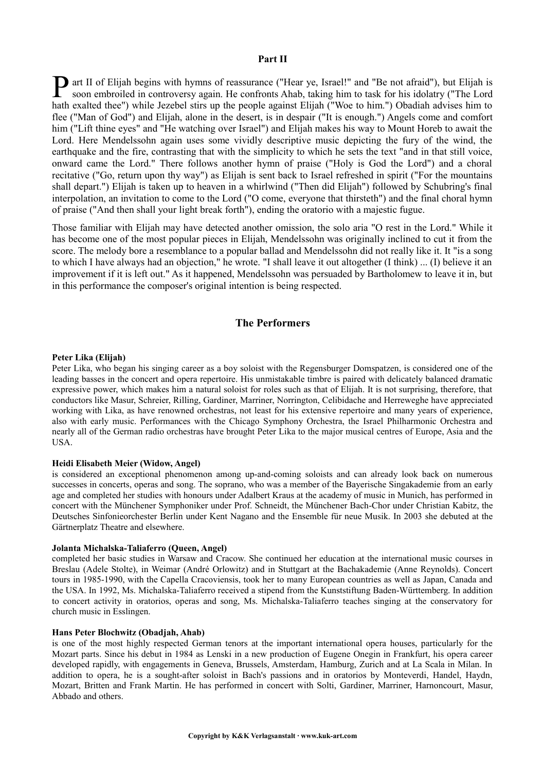## Part II

Part II of Elijah begins with hymns of reassurance ("Hear ye, Israel!" and "Be not afraid"), but Elijah is soon embroiled in controversy again. He confronts Ahab, taking him to task for his idolatry ("The Lord hath exalted thee") while Jezebel stirs up the people against Elijah ("Woe to him.") Obadiah advises him to flee ("Man of God") and Elijah, alone in the desert, is in despair ("It is enough.") Angels come and comfort him ("Lift thine eyes" and "He watching over Israel") and Elijah makes his way to Mount Horeb to await the Lord. Here Mendelssohn again uses some vividly descriptive music depicting the fury of the wind, the earthquake and the fire, contrasting that with the simplicity to which he sets the text "and in that still voice, onward came the Lord." There follows another hymn of praise ("Holy is God the Lord") and a choral recitative ("Go, return upon thy way") as Elijah is sent back to Israel refreshed in spirit ("For the mountains shall depart.") Elijah is taken up to heaven in a whirlwind ("Then did Elijah") followed by Schubring's final interpolation, an invitation to come to the Lord ("O come, everyone that thirsteth") and the final choral hymn of praise ("And then shall your light break forth"), ending the oratorio with a majestic fugue.

Those familiar with Elijah may have detected another omission, the solo aria "O rest in the Lord." While it has become one of the most popular pieces in Elijah, Mendelssohn was originally inclined to cut it from the score. The melody bore a resemblance to a popular ballad and Mendelssohn did not really like it. It "is a song to which I have always had an objection," he wrote. "I shall leave it out altogether (I think) ... (I) believe it an improvement if it is left out." As it happened, Mendelssohn was persuaded by Bartholomew to leave it in, but in this performance the composer's original intention is being respected.

## The Performers

**Peter Lika (Elijah)**
Peter Lika, who began his singing career as a boy soloist with the Regensburger Domspatzen, is considered one of the leading basses in the concert and opera repertoire. His unmistakable timbre is paired with delicately balanced dramatic expressive power, which makes him a natural soloist for roles such as that of Elijah. It is not surprising, therefore, that conductors like Masur, Schreier, Rilling, Gardiner, Marriner, Norrington, Celibidache and Herreweghe have appreciated working with Lika, as have renowned orchestras, not least for his extensive repertoire and many years of experience, also with early music. Performances with the Chicago Symphony Orchestra, the Israel Philharmonic Orchestra and nearly all of the German radio orchestras have brought Peter Lika to the major musical centres of Europe, Asia and the USA.

**Heidi Elisabeth Meier (Widow, Angel)**
is considered an exceptional phenomenon among up-and-coming soloists and can already look back on numerous successes in concerts, operas and song. The soprano, who was a member of the Bayerische Singakademie from an early age and completed her studies with honours under Adalbert Kraus at the academy of music in Munich, has performed in concert with the Münchener Symphoniker under Prof. Schneidt, the Münchener Bach-Chor under Christian Kabitz, the Deutsches Sinfonieorchester Berlin under Kent Nagano and the Ensemble für neue Musik. In 2003 she debuted at the Gärtnerplatz Theatre and elsewhere.

**Jolanta Michalska-Taliaferro (Queen, Angel)**
completed her basic studies in Warsaw and Cracow. She continued her education at the international music courses in Breslau (Adele Stolte), in Weimar (André Orlowitz) and in Stuttgart at the Bachakademie (Anne Reynolds). Concert tours in 1985-1990, with the Capella Cracoviensis, took her to many European countries as well as Japan, Canada and the USA. In 1992, Ms. Michalska-Taliaferro received a stipend from the Kunststiftung Baden-Württemberg. In addition to concert activity in oratorios, operas and song, Ms. Michalska-Taliaferro teaches singing at the conservatory for church music in Esslingen.

**Hans Peter Blochwitz (Obadjah, Ahab)**
is one of the most highly respected German tenors at the important international opera houses, particularly for the Mozart parts. Since his debut in 1984 as Lenski in a new production of Eugene Onegin in Frankfurt, his opera career developed rapidly, with engagements in Geneva, Brussels, Amsterdam, Hamburg, Zurich and at La Scala in Milan. In addition to opera, he is a sought-after soloist in Bach's passions and in oratorios by Monteverdi, Handel, Haydn, Mozart, Britten and Frank Martin. He has performed in concert with Solti, Gardiner, Marriner, Harnoncourt, Masur, Abbado and others.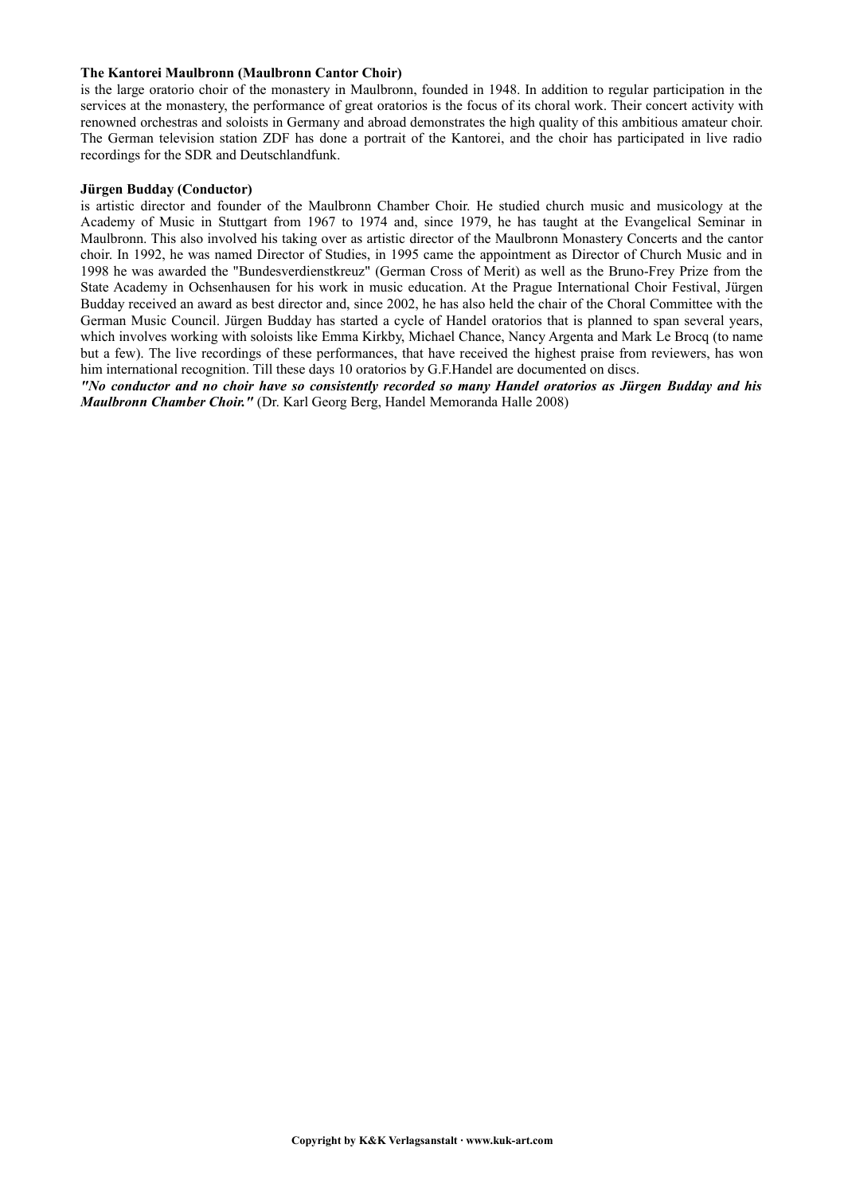**The Kantorei Maulbronn (Maulbronn Cantor Choir)**
is the large oratorio choir of the monastery in Maulbronn, founded in 1948. In addition to regular participation in the services at the monastery, the performance of great oratorios is the focus of its choral work. Their concert activity with renowned orchestras and soloists in Germany and abroad demonstrates the high quality of this ambitious amateur choir. The German television station ZDF has done a portrait of the Kantorei, and the choir has participated in live radio recordings for the SDR and Deutschlandfunk.

**Jürgen Budday (Conductor)**
is artistic director and founder of the Maulbronn Chamber Choir. He studied church music and musicology at the Academy of Music in Stuttgart from 1967 to 1974 and, since 1979, he has taught at the Evangelical Seminar in Maulbronn. This also involved his taking over as artistic director of the Maulbronn Monastery Concerts and the cantor choir. In 1992, he was named Director of Studies, in 1995 came the appointment as Director of Church Music and in 1998 he was awarded the "Bundesverdienstkreuz" (German Cross of Merit) as well as the Bruno-Frey Prize from the State Academy in Ochsenhausen for his work in music education. At the Prague International Choir Festival, Jürgen Budday received an award as best director and, since 2002, he has also held the chair of the Choral Committee with the German Music Council. Jürgen Budday has started a cycle of Handel oratorios that is planned to span several years, which involves working with soloists like Emma Kirkby, Michael Chance, Nancy Argenta and Mark Le Brocq (to name but a few). The live recordings of these performances, that have received the highest praise from reviewers, has won him international recognition. Till these days 10 oratorios by G.F.Handel are documented on discs.
***"No conductor and no choir have so consistently recorded so many Handel oratorios as Jürgen Budday and his Maulbronn Chamber Choir."*** (Dr. Karl Georg Berg, Handel Memoranda Halle 2008)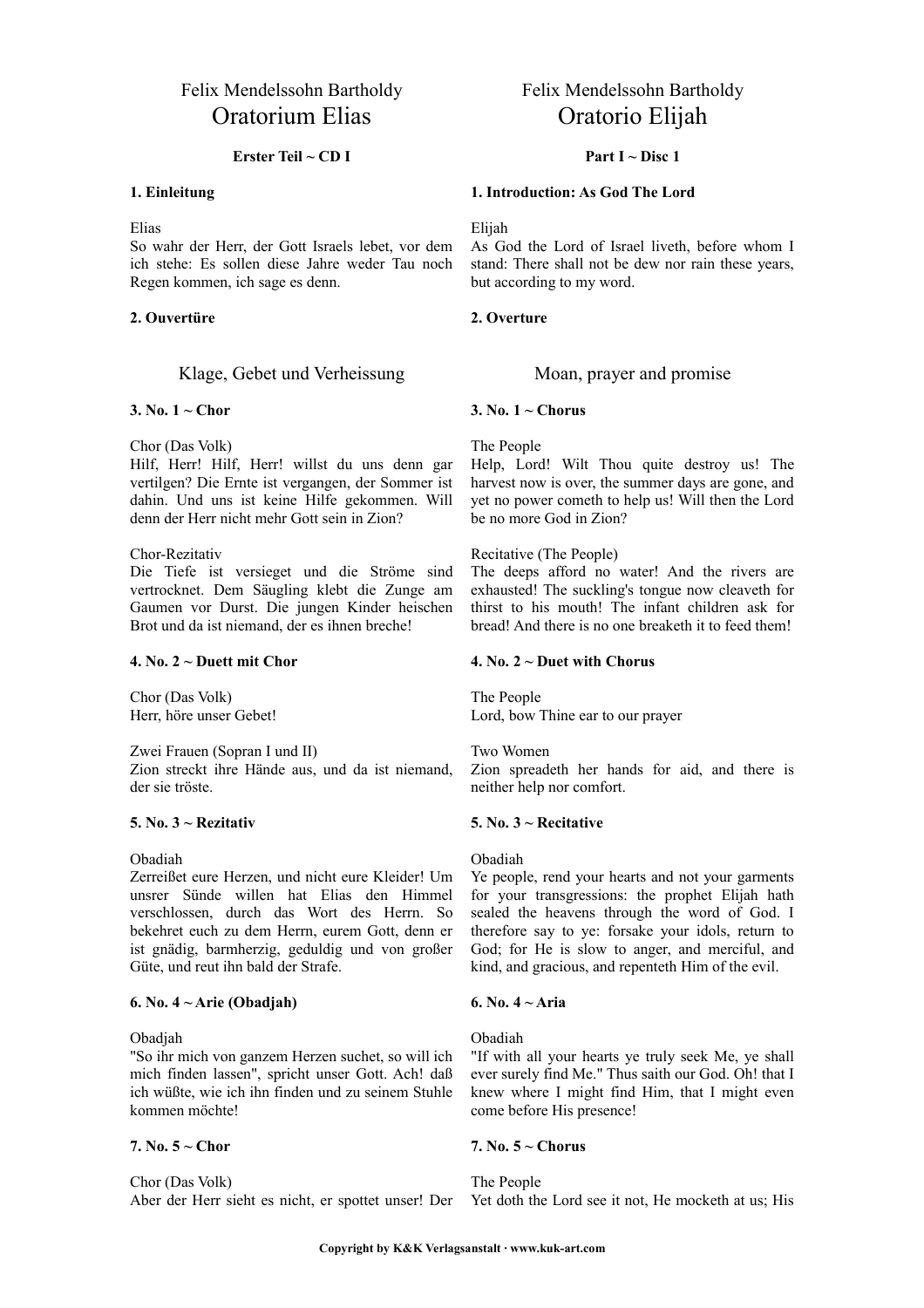Felix Mendelssohn Bartholdy

# Oratorium Elias

**Erster Teil ~ CD I**

**1. Einleitung**

Elias
So wahr der Herr, der Gott Israels lebet, vor dem ich stehe: Es sollen diese Jahre weder Tau noch Regen kommen, ich sage es denn.

**2. Ouvertüre**

## Klage, Gebet und Verheissung

**3. No. 1 ~ Chor**

Chor (Das Volk)
Hilf, Herr! Hilf, Herr! willst du uns denn gar vertilgen? Die Ernte ist vergangen, der Sommer ist dahin. Und uns ist keine Hilfe gekommen. Will denn der Herr nicht mehr Gott sein in Zion?

Chor-Rezitativ
Die Tiefe ist versieget und die Ströme sind vertrocknet. Dem Säugling klebt die Zunge am Gaumen vor Durst. Die jungen Kinder heischen Brot und da ist niemand, der es ihnen breche!

**4. No. 2 ~ Duett mit Chor**

Chor (Das Volk)
Herr, höre unser Gebet!

Zwei Frauen (Sopran I und II)
Zion streckt ihre Hände aus, und da ist niemand, der sie tröste.

**5. No. 3 ~ Rezitativ**

Obadiah
Zerreißet eure Herzen, und nicht eure Kleider! Um unsrer Sünde willen hat Elias den Himmel verschlossen, durch das Wort des Herrn. So bekehret euch zu dem Herrn, eurem Gott, denn er ist gnädig, barmherzig, geduldig und von großer Güte, und reut ihn bald der Strafe.

**6. No. 4 ~ Arie (Obadjah)**

Obadjah
"So ihr mich von ganzem Herzen suchet, so will ich mich finden lassen", spricht unser Gott. Ach! daß ich wüßte, wie ich ihn finden und zu seinem Stuhle kommen möchte!

**7. No. 5 ~ Chor**

Chor (Das Volk)
Aber der Herr sieht es nicht, er spottet unser! Der

---

Felix Mendelssohn Bartholdy

# Oratorio Elijah

**Part I ~ Disc 1**

**1. Introduction: As God The Lord**

Elijah
As God the Lord of Israel liveth, before whom I stand: There shall not be dew nor rain these years, but according to my word.

**2. Overture**

## Moan, prayer and promise

**3. No. 1 ~ Chorus**

The People
Help, Lord! Wilt Thou quite destroy us! The harvest now is over, the summer days are gone, and yet no power cometh to help us! Will then the Lord be no more God in Zion?

Recitative (The People)
The deeps afford no water! And the rivers are exhausted! The suckling's tongue now cleaveth for thirst to his mouth! The infant children ask for bread! And there is no one breaketh it to feed them!

**4. No. 2 ~ Duet with Chorus**

The People
Lord, bow Thine ear to our prayer

Two Women
Zion spreadeth her hands for aid, and there is neither help nor comfort.

**5. No. 3 ~ Recitative**

Obadiah
Ye people, rend your hearts and not your garments for your transgressions: the prophet Elijah hath sealed the heavens through the word of God. I therefore say to ye: forsake your idols, return to God; for He is slow to anger, and merciful, and kind, and gracious, and repenteth Him of the evil.

**6. No. 4 ~ Aria**

Obadiah
"If with all your hearts ye truly seek Me, ye shall ever surely find Me." Thus saith our God. Oh! that I knew where I might find Him, that I might even come before His presence!

**7. No. 5 ~ Chorus**

The People
Yet doth the Lord see it not, He mocketh at us; His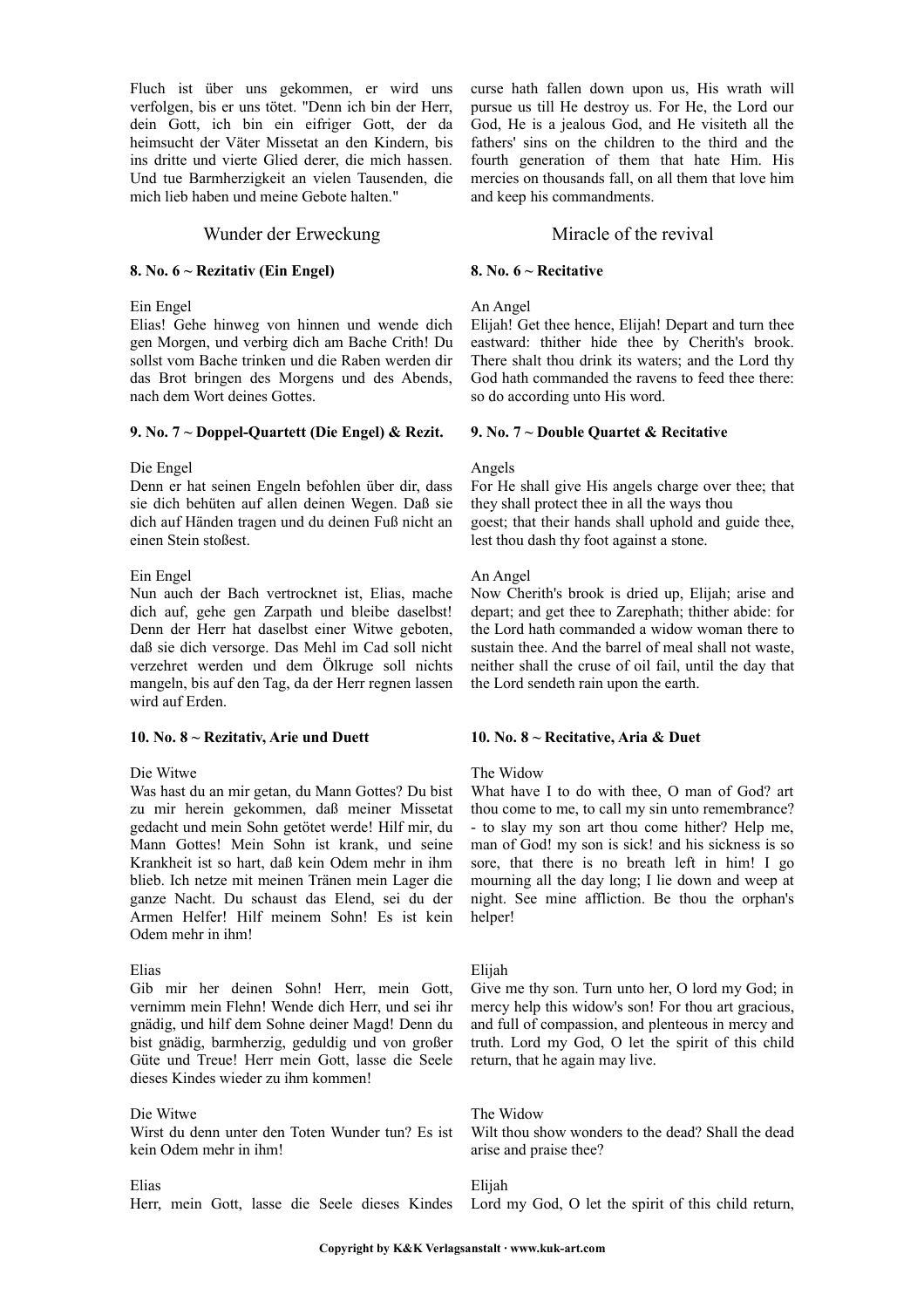Fluch ist über uns gekommen, er wird uns verfolgen, bis er uns tötet. "Denn ich bin der Herr, dein Gott, ich bin ein eifriger Gott, der da heimsucht der Väter Missetat an den Kindern, bis ins dritte und vierte Glied derer, die mich hassen. Und tue Barmherzigkeit an vielen Tausenden, die mich lieb haben und meine Gebote halten."

curse hath fallen down upon us, His wrath will pursue us till He destroy us. For He, the Lord our God, He is a jealous God, and He visiteth all the fathers' sins on the children to the third and the fourth generation of them that hate Him. His mercies on thousands fall, on all them that love him and keep his commandments.

## Wunder der Erweckung

## Miracle of the revival

**8. No. 6 ~ Rezitativ (Ein Engel)**

Ein Engel
Elias! Gehe hinweg von hinnen und wende dich gen Morgen, und verbirg dich am Bache Crith! Du sollst vom Bache trinken und die Raben werden dir das Brot bringen des Morgens und des Abends, nach dem Wort deines Gottes.

**8. No. 6 ~ Recitative**

An Angel
Elijah! Get thee hence, Elijah! Depart and turn thee eastward: thither hide thee by Cherith's brook. There shalt thou drink its waters; and the Lord thy God hath commanded the ravens to feed thee there: so do according unto His word.

**9. No. 7 ~ Doppel-Quartett (Die Engel) & Rezit.**

Die Engel
Denn er hat seinen Engeln befohlen über dir, dass sie dich behüten auf allen deinen Wegen. Daß sie dich auf Händen tragen und du deinen Fuß nicht an einen Stein stoßest.

Ein Engel
Nun auch der Bach vertrocknet ist, Elias, mache dich auf, gehe gen Zarpath und bleibe daselbst! Denn der Herr hat daselbst einer Witwe geboten, daß sie dich versorge. Das Mehl im Cad soll nicht verzehret werden und dem Ölkruge soll nichts mangeln, bis auf den Tag, da der Herr regnen lassen wird auf Erden.

**9. No. 7 ~ Double Quartet & Recitative**

Angels
For He shall give His angels charge over thee; that they shall protect thee in all the ways thou goest; that their hands shall uphold and guide thee, lest thou dash thy foot against a stone.

An Angel
Now Cherith's brook is dried up, Elijah; arise and depart; and get thee to Zarephath; thither abide: for the Lord hath commanded a widow woman there to sustain thee. And the barrel of meal shall not waste, neither shall the cruse of oil fail, until the day that the Lord sendeth rain upon the earth.

**10. No. 8 ~ Rezitativ, Arie und Duett**

Die Witwe
Was hast du an mir getan, du Mann Gottes? Du bist zu mir herein gekommen, daß meiner Missetat gedacht und mein Sohn getötet werde! Hilf mir, du Mann Gottes! Mein Sohn ist krank, und seine Krankheit ist so hart, daß kein Odem mehr in ihm blieb. Ich netze mit meinen Tränen mein Lager die ganze Nacht. Du schaust das Elend, sei du der Armen Helfer! Hilf meinem Sohn! Es ist kein Odem mehr in ihm!

Elias
Gib mir her deinen Sohn! Herr, mein Gott, vernimm mein Flehn! Wende dich Herr, und sei ihr gnädig, und hilf dem Sohne deiner Magd! Denn du bist gnädig, barmherzig, geduldig und von großer Güte und Treue! Herr mein Gott, lasse die Seele dieses Kindes wieder zu ihm kommen!

Die Witwe
Wirst du denn unter den Toten Wunder tun? Es ist kein Odem mehr in ihm!

Elias
Herr, mein Gott, lasse die Seele dieses Kindes

**10. No. 8 ~ Recitative, Aria & Duet**

The Widow
What have I to do with thee, O man of God? art thou come to me, to call my sin unto remembrance? - to slay my son art thou come hither? Help me, man of God! my son is sick! and his sickness is so sore, that there is no breath left in him! I go mourning all the day long; I lie down and weep at night. See mine affliction. Be thou the orphan's helper!

Elijah
Give me thy son. Turn unto her, O lord my God; in mercy help this widow's son! For thou art gracious, and full of compassion, and plenteous in mercy and truth. Lord my God, O let the spirit of this child return, that he again may live.

The Widow
Wilt thou show wonders to the dead? Shall the dead arise and praise thee?

Elijah
Lord my God, O let the spirit of this child return,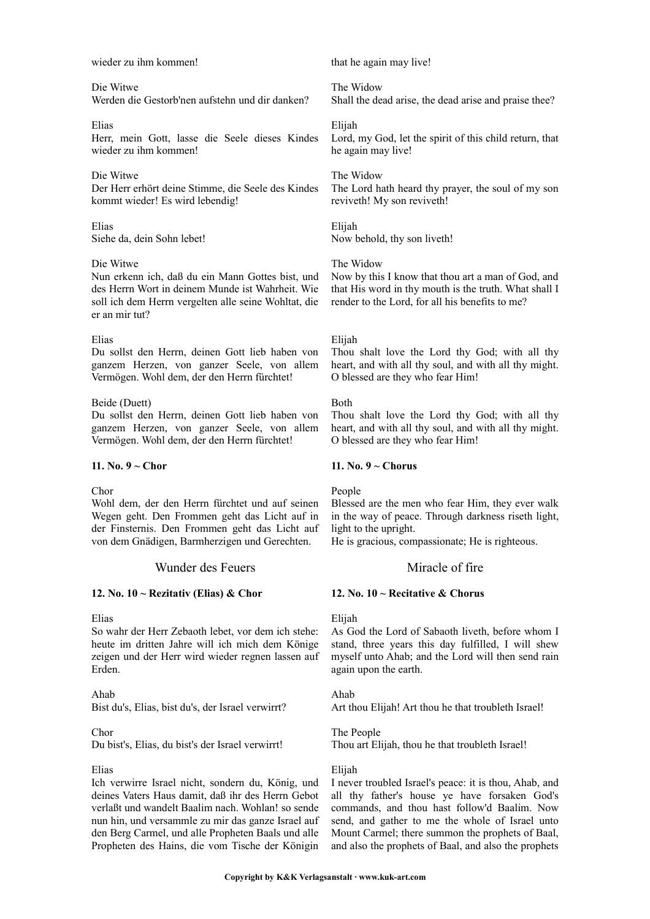wieder zu ihm kommen!

that he again may live!

Die Witwe
Werden die Gestorb'nen aufstehn und dir danken?

The Widow
Shall the dead arise, the dead arise and praise thee?

Elias
Herr, mein Gott, lasse die Seele dieses Kindes wieder zu ihm kommen!

Elijah
Lord, my God, let the spirit of this child return, that he again may live!

Die Witwe
Der Herr erhört deine Stimme, die Seele des Kindes kommt wieder! Es wird lebendig!

The Widow
The Lord hath heard thy prayer, the soul of my son reviveth! My son reviveth!

Elias
Siehe da, dein Sohn lebet!

Elijah
Now behold, thy son liveth!

Die Witwe
Nun erkenn ich, daß du ein Mann Gottes bist, und des Herrn Wort in deinem Munde ist Wahrheit. Wie soll ich dem Herrn vergelten alle seine Wohltat, die er an mir tut?

The Widow
Now by this I know that thou art a man of God, and that His word in thy mouth is the truth. What shall I render to the Lord, for all his benefits to me?

Elias
Du sollst den Herrn, deinen Gott lieb haben von ganzem Herzen, von ganzer Seele, von allem Vermögen. Wohl dem, der den Herrn fürchtet!

Elijah
Thou shalt love the Lord thy God; with all thy heart, and with all thy soul, and with all thy might. O blessed are they who fear Him!

Beide (Duett)
Du sollst den Herrn, deinen Gott lieb haben von ganzem Herzen, von ganzer Seele, von allem Vermögen. Wohl dem, der den Herrn fürchtet!

Both
Thou shalt love the Lord thy God; with all thy heart, and with all thy soul, and with all thy might. O blessed are they who fear Him!

**11. No. 9 ~ Chor**

**11. No. 9 ~ Chorus**

Chor
Wohl dem, der den Herrn fürchtet und auf seinen Wegen geht. Den Frommen geht das Licht auf in der Finsternis. Den Frommen geht das Licht auf von dem Gnädigen, Barmherzigen und Gerechten.

People
Blessed are the men who fear Him, they ever walk in the way of peace. Through darkness riseth light, light to the upright.
He is gracious, compassionate; He is righteous.

## Wunder des Feuers

## Miracle of fire

**12. No. 10 ~ Rezitativ (Elias) & Chor**

**12. No. 10 ~ Recitative & Chorus**

Elias
So wahr der Herr Zebaoth lebet, vor dem ich stehe: heute im dritten Jahre will ich mich dem Könige zeigen und der Herr wird wieder regnen lassen auf Erden.

Elijah
As God the Lord of Sabaoth liveth, before whom I stand, three years this day fulfilled, I will shew myself unto Ahab; and the Lord will then send rain again upon the earth.

Ahab
Bist du's, Elias, bist du's, der Israel verwirrt?

Ahab
Art thou Elijah! Art thou he that troubleth Israel!

Chor
Du bist's, Elias, du bist's der Israel verwirrt!

The People
Thou art Elijah, thou he that troubleth Israel!

Elias
Ich verwirre Israel nicht, sondern du, König, und deines Vaters Haus damit, daß ihr des Herrn Gebot verlaßt und wandelt Baalim nach. Wohlan! so sende nun hin, und versammle zu mir das ganze Israel auf den Berg Carmel, und alle Propheten Baals und alle Propheten des Hains, die vom Tische der Königin

Elijah
I never troubled Israel's peace: it is thou, Ahab, and all thy father's house ye have forsaken God's commands, and thou hast follow'd Baalim. Now send, and gather to me the whole of Israel unto Mount Carmel; there summon the prophets of Baal, and also the prophets of Baal, and also the prophets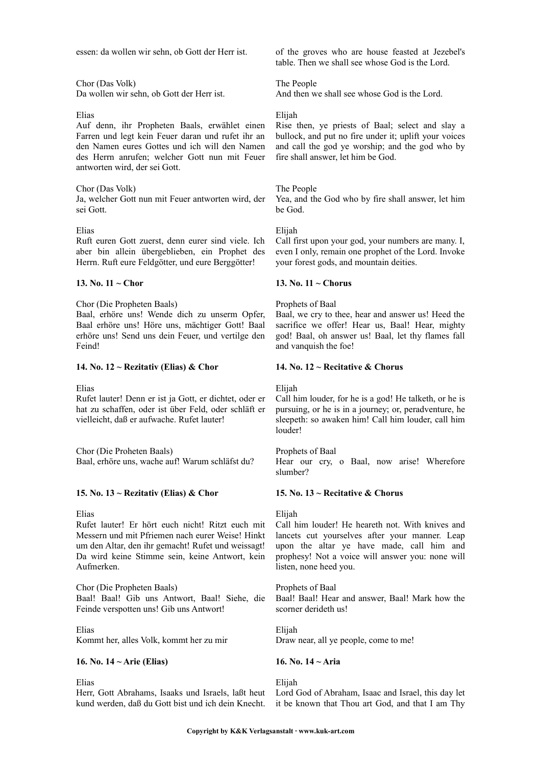essen: da wollen wir sehn, ob Gott der Herr ist.

of the groves who are house feasted at Jezebel's table. Then we shall see whose God is the Lord.

Chor (Das Volk)
Da wollen wir sehn, ob Gott der Herr ist.

The People
And then we shall see whose God is the Lord.

Elias
Auf denn, ihr Propheten Baals, erwählet einen Farren und legt kein Feuer daran und rufet ihr an den Namen eures Gottes und ich will den Namen des Herrn anrufen; welcher Gott nun mit Feuer antworten wird, der sei Gott.

Elijah
Rise then, ye priests of Baal; select and slay a bullock, and put no fire under it; uplift your voices and call the god ye worship; and the god who by fire shall answer, let him be God.

Chor (Das Volk)
Ja, welcher Gott nun mit Feuer antworten wird, der sei Gott.

The People
Yea, and the God who by fire shall answer, let him be God.

Elias
Ruft euren Gott zuerst, denn eurer sind viele. Ich aber bin allein übergeblieben, ein Prophet des Herrn. Ruft eure Feldgötter, und eure Berggötter!

Elijah
Call first upon your god, your numbers are many. I, even I only, remain one prophet of the Lord. Invoke your forest gods, and mountain deities.

**13. No. 11 ~ Chor**

**13. No. 11 ~ Chorus**

Chor (Die Propheten Baals)
Baal, erhöre uns! Wende dich zu unserm Opfer, Baal erhöre uns! Höre uns, mächtiger Gott! Baal erhöre uns! Send uns dein Feuer, und vertilge den Feind!

Prophets of Baal
Baal, we cry to thee, hear and answer us! Heed the sacrifice we offer! Hear us, Baal! Hear, mighty god! Baal, oh answer us! Baal, let thy flames fall and vanquish the foe!

**14. No. 12 ~ Rezitativ (Elias) & Chor**

**14. No. 12 ~ Recitative & Chorus**

Elias
Rufet lauter! Denn er ist ja Gott, er dichtet, oder er hat zu schaffen, oder ist über Feld, oder schläft er vielleicht, daß er aufwache. Rufet lauter!

Elijah
Call him louder, for he is a god! He talketh, or he is pursuing, or he is in a journey; or, peradventure, he sleepeth: so awaken him! Call him louder, call him louder!

Chor (Die Proheten Baals)
Baal, erhöre uns, wache auf! Warum schläfst du?

Prophets of Baal
Hear our cry, o Baal, now arise! Wherefore slumber?

**15. No. 13 ~ Rezitativ (Elias) & Chor**

**15. No. 13 ~ Recitative & Chorus**

Elias
Rufet lauter! Er hört euch nicht! Ritzt euch mit Messern und mit Pfriemen nach eurer Weise! Hinkt um den Altar, den ihr gemacht! Rufet und weissagt! Da wird keine Stimme sein, keine Antwort, kein Aufmerken.

Elijah
Call him louder! He heareth not. With knives and lancets cut yourselves after your manner. Leap upon the altar ye have made, call him and prophesy! Not a voice will answer you: none will listen, none heed you.

Chor (Die Propheten Baals)
Baal! Baal! Gib uns Antwort, Baal! Siehe, die Feinde verspotten uns! Gib uns Antwort!

Prophets of Baal
Baal! Baal! Hear and answer, Baal! Mark how the scorner derideth us!

Elias
Kommt her, alles Volk, kommt her zu mir

Elijah
Draw near, all ye people, come to me!

**16. No. 14 ~ Arie (Elias)**

**16. No. 14 ~ Aria**

Elias
Herr, Gott Abrahams, Isaaks und Israels, laßt heut kund werden, daß du Gott bist und ich dein Knecht.

Elijah
Lord God of Abraham, Isaac and Israel, this day let it be known that Thou art God, and that I am Thy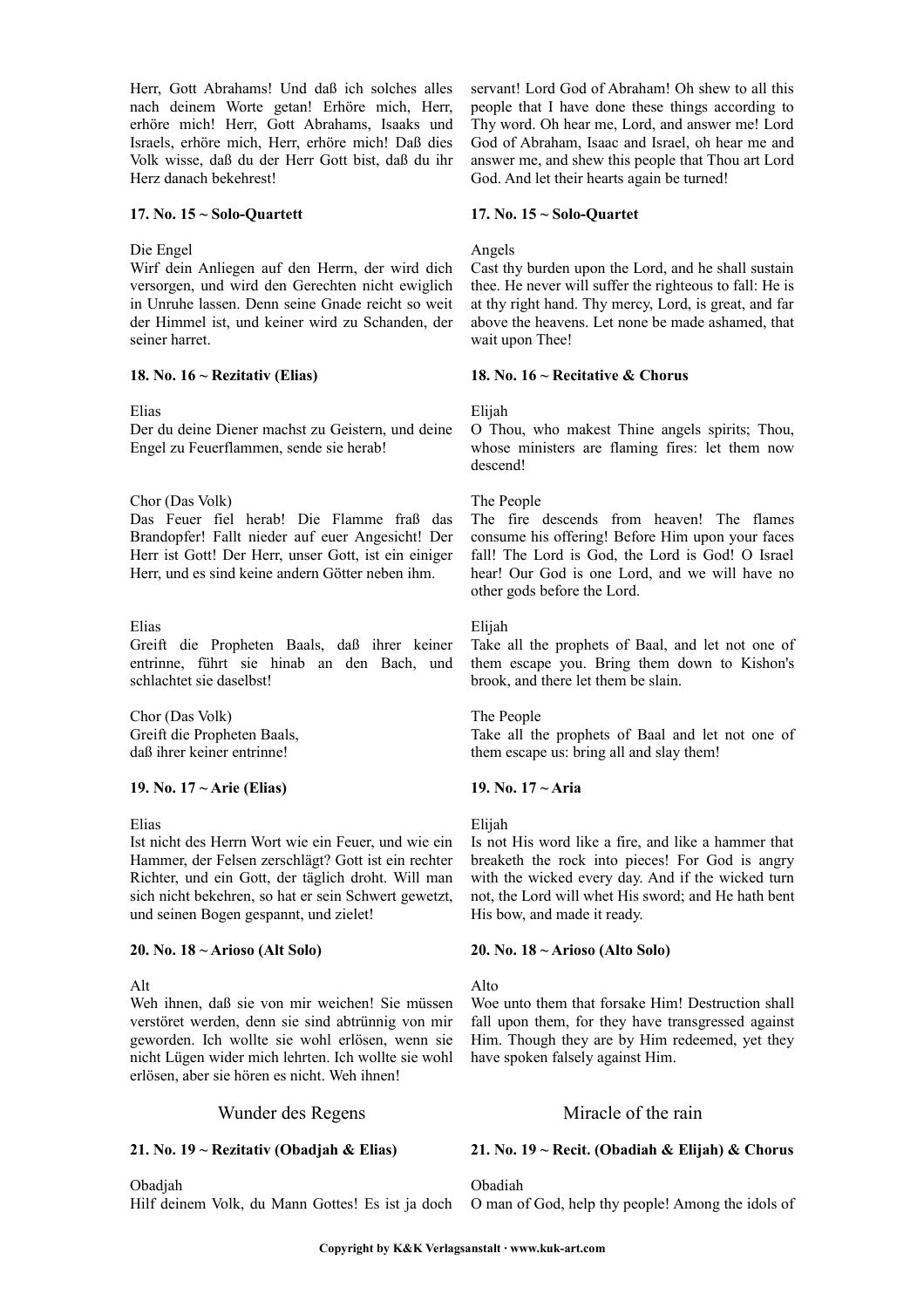Herr, Gott Abrahams! Und daß ich solches alles nach deinem Worte getan! Erhöre mich, Herr, erhöre mich! Herr, Gott Abrahams, Isaaks und Israels, erhöre mich, Herr, erhöre mich! Daß dies Volk wisse, daß du der Herr Gott bist, daß du ihr Herz danach bekehrest!

servant! Lord God of Abraham! Oh shew to all this people that I have done these things according to Thy word. Oh hear me, Lord, and answer me! Lord God of Abraham, Isaac and Israel, oh hear me and answer me, and shew this people that Thou art Lord God. And let their hearts again be turned!

**17. No. 15 ~ Solo-Quartett**

Die Engel
Wirf dein Anliegen auf den Herrn, der wird dich versorgen, und wird den Gerechten nicht ewiglich in Unruhe lassen. Denn seine Gnade reicht so weit der Himmel ist, und keiner wird zu Schanden, der seiner harret.

**17. No. 15 ~ Solo-Quartet**

Angels
Cast thy burden upon the Lord, and he shall sustain thee. He never will suffer the righteous to fall: He is at thy right hand. Thy mercy, Lord, is great, and far above the heavens. Let none be made ashamed, that wait upon Thee!

**18. No. 16 ~ Rezitativ (Elias)**

Elias
Der du deine Diener machst zu Geistern, und deine Engel zu Feuerflammen, sende sie herab!

Chor (Das Volk)
Das Feuer fiel herab! Die Flamme fraß das Brandopfer! Fallt nieder auf euer Angesicht! Der Herr ist Gott! Der Herr, unser Gott, ist ein einiger Herr, und es sind keine andern Götter neben ihm.

Elias
Greift die Propheten Baals, daß ihrer keiner entrinne, führt sie hinab an den Bach, und schlachtet sie daselbst!

Chor (Das Volk)
Greift die Propheten Baals,
daß ihrer keiner entrinne!

**18. No. 16 ~ Recitative & Chorus**

Elijah
O Thou, who makest Thine angels spirits; Thou, whose ministers are flaming fires: let them now descend!

The People
The fire descends from heaven! The flames consume his offering! Before Him upon your faces fall! The Lord is God, the Lord is God! O Israel hear! Our God is one Lord, and we will have no other gods before the Lord.

Elijah
Take all the prophets of Baal, and let not one of them escape you. Bring them down to Kishon's brook, and there let them be slain.

The People
Take all the prophets of Baal and let not one of them escape us: bring all and slay them!

**19. No. 17 ~ Arie (Elias)**

Elias
Ist nicht des Herrn Wort wie ein Feuer, und wie ein Hammer, der Felsen zerschlägt? Gott ist ein rechter Richter, und ein Gott, der täglich droht. Will man sich nicht bekehren, so hat er sein Schwert gewetzt, und seinen Bogen gespannt, und zielet!

**19. No. 17 ~ Aria**

Elijah
Is not His word like a fire, and like a hammer that breaketh the rock into pieces! For God is angry with the wicked every day. And if the wicked turn not, the Lord will whet His sword; and He hath bent His bow, and made it ready.

**20. No. 18 ~ Arioso (Alt Solo)**

Alt
Weh ihnen, daß sie von mir weichen! Sie müssen verstöret werden, denn sie sind abtrünnig von mir geworden. Ich wollte sie wohl erlösen, wenn sie nicht Lügen wider mich lehrten. Ich wollte sie wohl erlösen, aber sie hören es nicht. Weh ihnen!

**20. No. 18 ~ Arioso (Alto Solo)**

Alto
Woe unto them that forsake Him! Destruction shall fall upon them, for they have transgressed against Him. Though they are by Him redeemed, yet they have spoken falsely against Him.

## Wunder des Regens

**21. No. 19 ~ Rezitativ (Obadjah & Elias)**

Obadjah
Hilf deinem Volk, du Mann Gottes! Es ist ja doch

## Miracle of the rain

**21. No. 19 ~ Recit. (Obadiah & Elijah) & Chorus**

Obadiah
O man of God, help thy people! Among the idols of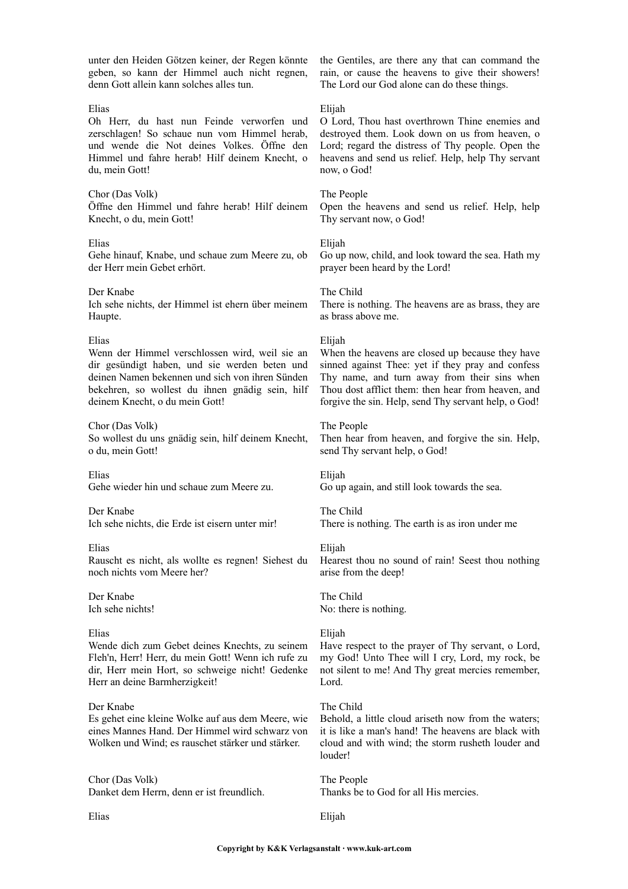unter den Heiden Götzen keiner, der Regen könnte geben, so kann der Himmel auch nicht regnen, denn Gott allein kann solches alles tun.

Elias
Oh Herr, du hast nun Feinde verworfen und zerschlagen! So schaue nun vom Himmel herab, und wende die Not deines Volkes. Öffne den Himmel und fahre herab! Hilf deinem Knecht, o du, mein Gott!

Chor (Das Volk)
Öffne den Himmel und fahre herab! Hilf deinem Knecht, o du, mein Gott!

Elias
Gehe hinauf, Knabe, und schaue zum Meere zu, ob der Herr mein Gebet erhört.

Der Knabe
Ich sehe nichts, der Himmel ist ehern über meinem Haupte.

Elias
Wenn der Himmel verschlossen wird, weil sie an dir gesündigt haben, und sie werden beten und deinen Namen bekennen und sich von ihren Sünden bekehren, so wollest du ihnen gnädig sein, hilf deinem Knecht, o du mein Gott!

Chor (Das Volk)
So wollest du uns gnädig sein, hilf deinem Knecht, o du, mein Gott!

Elias
Gehe wieder hin und schaue zum Meere zu.

Der Knabe
Ich sehe nichts, die Erde ist eisern unter mir!

Elias
Rauscht es nicht, als wollte es regnen! Siehest du noch nichts vom Meere her?

Der Knabe
Ich sehe nichts!

Elias
Wende dich zum Gebet deines Knechts, zu seinem Fleh'n, Herr! Herr, du mein Gott! Wenn ich rufe zu dir, Herr mein Hort, so schweige nicht! Gedenke Herr an deine Barmherzigkeit!

Der Knabe
Es gehet eine kleine Wolke auf aus dem Meere, wie eines Mannes Hand. Der Himmel wird schwarz von Wolken und Wind; es rauschet stärker und stärker.

Chor (Das Volk)
Danket dem Herrn, denn er ist freundlich.

Elias

the Gentiles, are there any that can command the rain, or cause the heavens to give their showers! The Lord our God alone can do these things.

Elijah
O Lord, Thou hast overthrown Thine enemies and destroyed them. Look down on us from heaven, o Lord; regard the distress of Thy people. Open the heavens and send us relief. Help, help Thy servant now, o God!

The People
Open the heavens and send us relief. Help, help Thy servant now, o God!

Elijah
Go up now, child, and look toward the sea. Hath my prayer been heard by the Lord!

The Child
There is nothing. The heavens are as brass, they are as brass above me.

Elijah
When the heavens are closed up because they have sinned against Thee: yet if they pray and confess Thy name, and turn away from their sins when Thou dost afflict them: then hear from heaven, and forgive the sin. Help, send Thy servant help, o God!

The People
Then hear from heaven, and forgive the sin. Help, send Thy servant help, o God!

Elijah
Go up again, and still look towards the sea.

The Child
There is nothing. The earth is as iron under me

Elijah
Hearest thou no sound of rain! Seest thou nothing arise from the deep!

The Child
No: there is nothing.

Elijah
Have respect to the prayer of Thy servant, o Lord, my God! Unto Thee will I cry, Lord, my rock, be not silent to me! And Thy great mercies remember, Lord.

The Child
Behold, a little cloud ariseth now from the waters; it is like a man's hand! The heavens are black with cloud and with wind; the storm rusheth louder and louder!

The People
Thanks be to God for all His mercies.

Elijah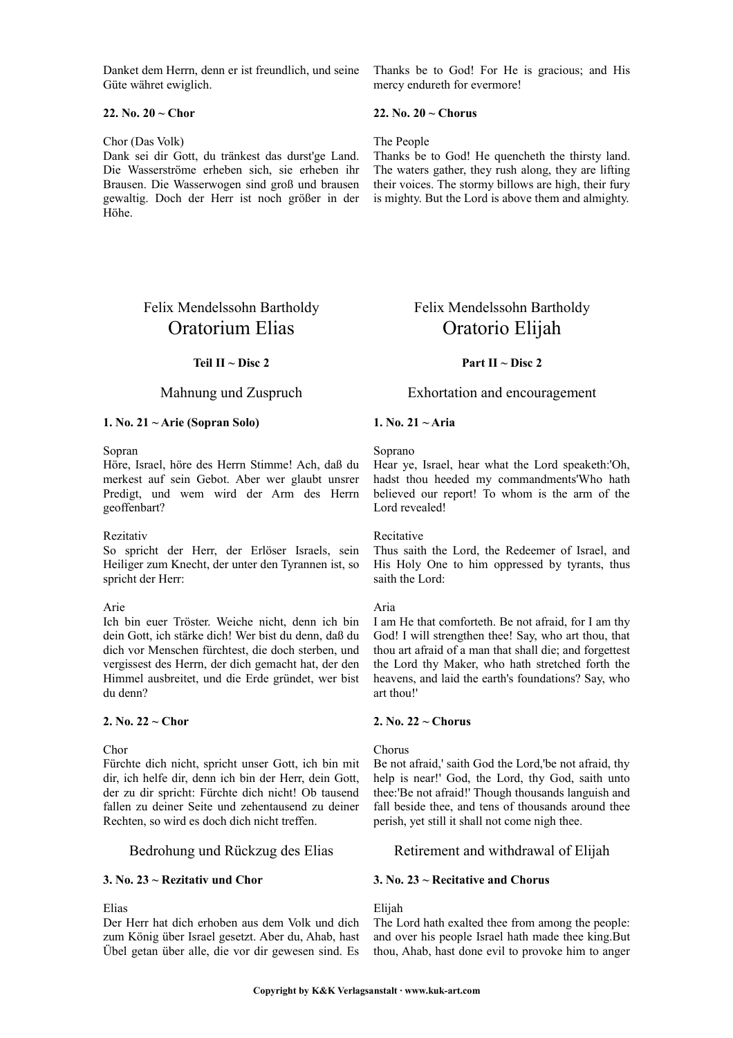Danket dem Herrn, denn er ist freundlich, und seine Güte währet ewiglich.

Thanks be to God! For He is gracious; and His mercy endureth for evermore!

**22. No. 20 ~ Chor**

Chor (Das Volk)
Dank sei dir Gott, du tränkest das durst'ge Land. Die Wasserströme erheben sich, sie erheben ihr Brausen. Die Wasserwogen sind groß und brausen gewaltig. Doch der Herr ist noch größer in der Höhe.

**22. No. 20 ~ Chorus**

The People
Thanks be to God! He quencheth the thirsty land. The waters gather, they rush along, they are lifting their voices. The stormy billows are high, their fury is mighty. But the Lord is above them and almighty.

# Felix Mendelssohn Bartholdy
# Oratorium Elias

**Teil II ~ Disc 2**

## Mahnung und Zuspruch

**1. No. 21 ~ Arie (Sopran Solo)**

Sopran
Höre, Israel, höre des Herrn Stimme! Ach, daß du merkest auf sein Gebot. Aber wer glaubt unsrer Predigt, und wem wird der Arm des Herrn geoffenbart?

Rezitativ
So spricht der Herr, der Erlöser Israels, sein Heiliger zum Knecht, der unter den Tyrannen ist, so spricht der Herr:

Arie
Ich bin euer Tröster. Weiche nicht, denn ich bin dein Gott, ich stärke dich! Wer bist du denn, daß du dich vor Menschen fürchtest, die doch sterben, und vergissest des Herrn, der dich gemacht hat, der den Himmel ausbreitet, und die Erde gründet, wer bist du denn?

**2. No. 22 ~ Chor**

Chor
Fürchte dich nicht, spricht unser Gott, ich bin mit dir, ich helfe dir, denn ich bin der Herr, dein Gott, der zu dir spricht: Fürchte dich nicht! Ob tausend fallen zu deiner Seite und zehentausend zu deiner Rechten, so wird es doch dich nicht treffen.

## Bedrohung und Rückzug des Elias

**3. No. 23 ~ Rezitativ und Chor**

Elias
Der Herr hat dich erhoben aus dem Volk und dich zum König über Israel gesetzt. Aber du, Ahab, hast Übel getan über alle, die vor dir gewesen sind. Es

# Felix Mendelssohn Bartholdy
# Oratorio Elijah

**Part II ~ Disc 2**

## Exhortation and encouragement

**1. No. 21 ~ Aria**

Soprano
Hear ye, Israel, hear what the Lord speaketh:'Oh, hadst thou heeded my commandments'Who hath believed our report! To whom is the arm of the Lord revealed!

Recitative
Thus saith the Lord, the Redeemer of Israel, and His Holy One to him oppressed by tyrants, thus saith the Lord:

Aria
I am He that comforteth. Be not afraid, for I am thy God! I will strengthen thee! Say, who art thou, that thou art afraid of a man that shall die; and forgettest the Lord thy Maker, who hath stretched forth the heavens, and laid the earth's foundations? Say, who art thou!'

**2. No. 22 ~ Chorus**

Chorus
Be not afraid,' saith God the Lord,'be not afraid, thy help is near!' God, the Lord, thy God, saith unto thee:'Be not afraid!' Though thousands languish and fall beside thee, and tens of thousands around thee perish, yet still it shall not come nigh thee.

## Retirement and withdrawal of Elijah

**3. No. 23 ~ Recitative and Chorus**

Elijah
The Lord hath exalted thee from among the people: and over his people Israel hath made thee king.But thou, Ahab, hast done evil to provoke him to anger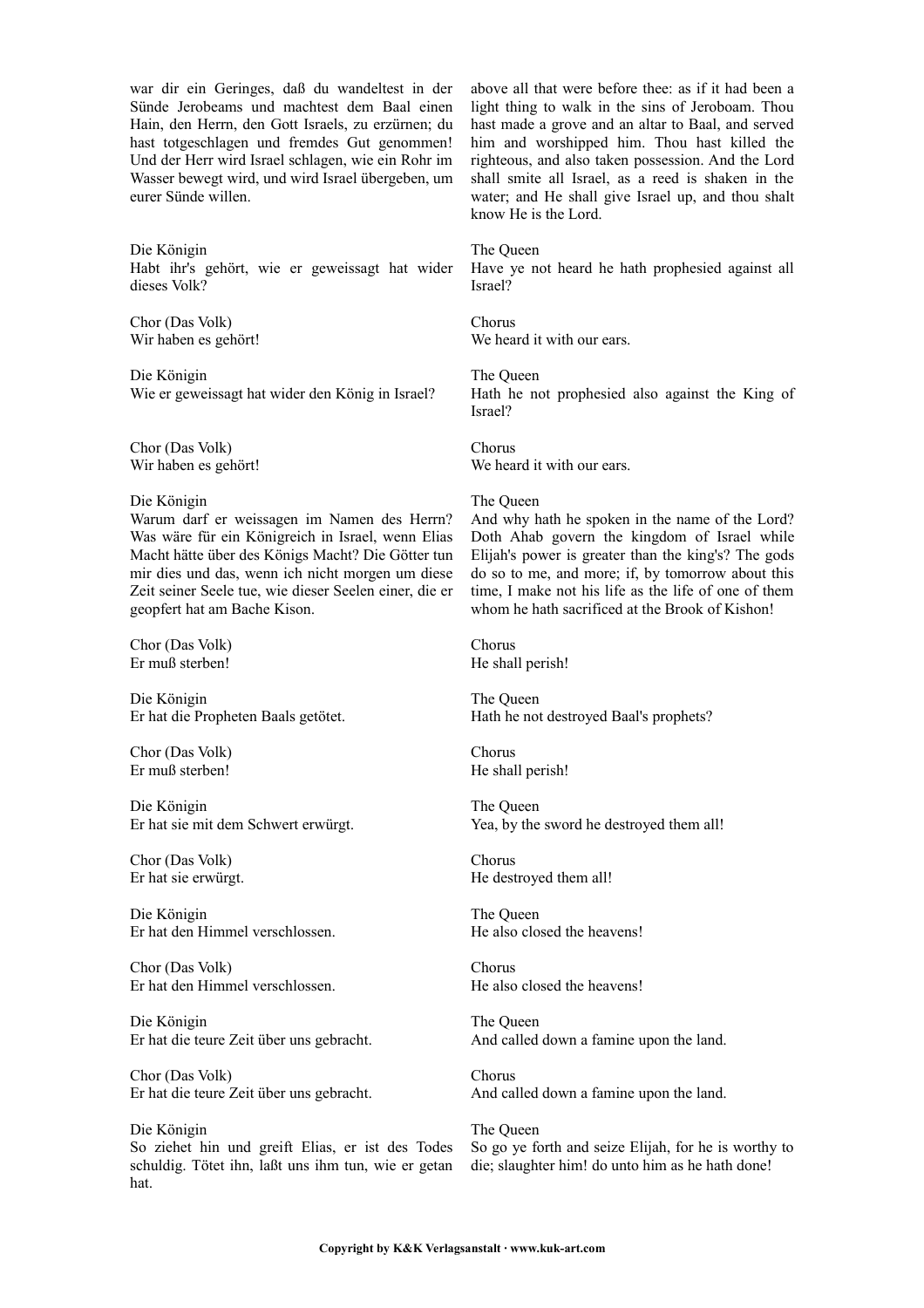war dir ein Geringes, daß du wandeltest in der Sünde Jerobeams und machtest dem Baal einen Hain, den Herrn, den Gott Israels, zu erzürnen; du hast totgeschlagen und fremdes Gut genommen! Und der Herr wird Israel schlagen, wie ein Rohr im Wasser bewegt wird, und wird Israel übergeben, um eurer Sünde willen.

Die Königin
Habt ihr's gehört, wie er geweissagt hat wider dieses Volk?

Chor (Das Volk)
Wir haben es gehört!

Die Königin
Wie er geweissagt hat wider den König in Israel?

Chor (Das Volk)
Wir haben es gehört!

Die Königin
Warum darf er weissagen im Namen des Herrn? Was wäre für ein Königreich in Israel, wenn Elias Macht hätte über des Königs Macht? Die Götter tun mir dies und das, wenn ich nicht morgen um diese Zeit seiner Seele tue, wie dieser Seelen einer, die er geopfert hat am Bache Kison.

Chor (Das Volk)
Er muß sterben!

Die Königin
Er hat die Propheten Baals getötet.

Chor (Das Volk)
Er muß sterben!

Die Königin
Er hat sie mit dem Schwert erwürgt.

Chor (Das Volk)
Er hat sie erwürgt.

Die Königin
Er hat den Himmel verschlossen.

Chor (Das Volk)
Er hat den Himmel verschlossen.

Die Königin
Er hat die teure Zeit über uns gebracht.

Chor (Das Volk)
Er hat die teure Zeit über uns gebracht.

Die Königin
So ziehet hin und greift Elias, er ist des Todes schuldig. Tötet ihn, laßt uns ihm tun, wie er getan hat.

above all that were before thee: as if it had been a light thing to walk in the sins of Jeroboam. Thou hast made a grove and an altar to Baal, and served him and worshipped him. Thou hast killed the righteous, and also taken possession. And the Lord shall smite all Israel, as a reed is shaken in the water; and He shall give Israel up, and thou shalt know He is the Lord.

The Queen
Have ye not heard he hath prophesied against all Israel?

Chorus
We heard it with our ears.

The Queen
Hath he not prophesied also against the King of Israel?

Chorus
We heard it with our ears.

The Queen
And why hath he spoken in the name of the Lord? Doth Ahab govern the kingdom of Israel while Elijah's power is greater than the king's? The gods do so to me, and more; if, by tomorrow about this time, I make not his life as the life of one of them whom he hath sacrificed at the Brook of Kishon!

Chorus
He shall perish!

The Queen
Hath he not destroyed Baal's prophets?

Chorus
He shall perish!

The Queen
Yea, by the sword he destroyed them all!

Chorus
He destroyed them all!

The Queen
He also closed the heavens!

Chorus
He also closed the heavens!

The Queen
And called down a famine upon the land.

Chorus
And called down a famine upon the land.

The Queen
So go ye forth and seize Elijah, for he is worthy to die; slaughter him! do unto him as he hath done!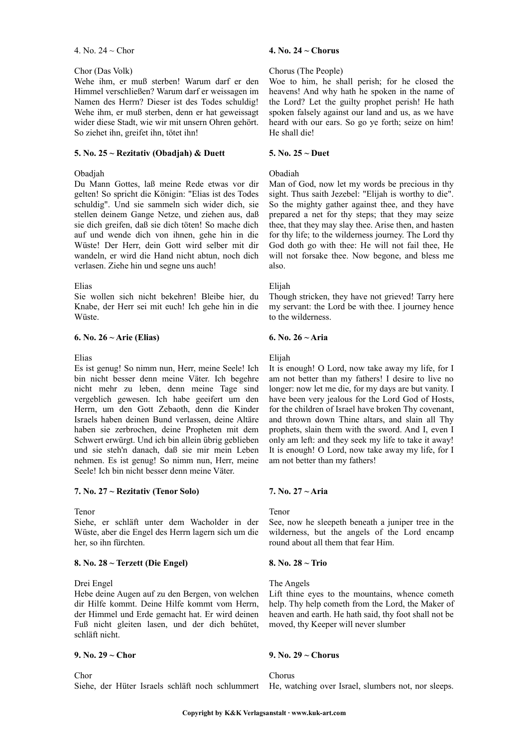4. No. 24 ~ Chor

Chor (Das Volk)
Wehe ihm, er muß sterben! Warum darf er den Himmel verschließen? Warum darf er weissagen im Namen des Herrn? Dieser ist des Todes schuldig! Wehe ihm, er muß sterben, denn er hat geweissagt wider diese Stadt, wie wir mit unsern Ohren gehört. So ziehet ihn, greifet ihn, tötet ihn!

**4. No. 24 ~ Chorus**

Chorus (The People)
Woe to him, he shall perish; for he closed the heavens! And why hath he spoken in the name of the Lord? Let the guilty prophet perish! He hath spoken falsely against our land and us, as we have heard with our ears. So go ye forth; seize on him! He shall die!

**5. No. 25 ~ Rezitativ (Obadjah) & Duett**

Obadjah
Du Mann Gottes, laß meine Rede etwas vor dir gelten! So spricht die Königin: "Elias ist des Todes schuldig". Und sie sammeln sich wider dich, sie stellen deinem Gange Netze, und ziehen aus, daß sie dich greifen, daß sie dich töten! So mache dich auf und wende dich von ihnen, gehe hin in die Wüste! Der Herr, dein Gott wird selber mit dir wandeln, er wird die Hand nicht abtun, noch dich verlasen. Ziehe hin und segne uns auch!

Elias
Sie wollen sich nicht bekehren! Bleibe hier, du Knabe, der Herr sei mit euch! Ich gehe hin in die Wüste.

**5. No. 25 ~ Duet**

Obadiah
Man of God, now let my words be precious in thy sight. Thus saith Jezebel: "Elijah is worthy to die". So the mighty gather against thee, and they have prepared a net for thy steps; that they may seize thee, that they may slay thee. Arise then, and hasten for thy life; to the wilderness journey. The Lord thy God doth go with thee: He will not fail thee, He will not forsake thee. Now begone, and bless me also.

Elijah
Though stricken, they have not grieved! Tarry here my servant: the Lord be with thee. I journey hence to the wilderness.

**6. No. 26 ~ Arie (Elias)**

Elias
Es ist genug! So nimm nun, Herr, meine Seele! Ich bin nicht besser denn meine Väter. Ich begehre nicht mehr zu leben, denn meine Tage sind vergeblich gewesen. Ich habe geeifert um den Herrn, um den Gott Zebaoth, denn die Kinder Israels haben deinen Bund verlassen, deine Altäre haben sie zerbrochen, deine Propheten mit dem Schwert erwürgt. Und ich bin allein übrig geblieben und sie steh'n danach, daß sie mir mein Leben nehmen. Es ist genug! So nimm nun, Herr, meine Seele! Ich bin nicht besser denn meine Väter.

**6. No. 26 ~ Aria**

Elijah
It is enough! O Lord, now take away my life, for I am not better than my fathers! I desire to live no longer: now let me die, for my days are but vanity. I have been very jealous for the Lord God of Hosts, for the children of Israel have broken Thy covenant, and thrown down Thine altars, and slain all Thy prophets, slain them with the sword. And I, even I only am left: and they seek my life to take it away! It is enough! O Lord, now take away my life, for I am not better than my fathers!

**7. No. 27 ~ Rezitativ (Tenor Solo)**

Tenor
Siehe, er schläft unter dem Wacholder in der Wüste, aber die Engel des Herrn lagern sich um die her, so ihn fürchten.

**7. No. 27 ~ Aria**

Tenor
See, now he sleepeth beneath a juniper tree in the wilderness, but the angels of the Lord encamp round about all them that fear Him.

**8. No. 28 ~ Terzett (Die Engel)**

Drei Engel
Hebe deine Augen auf zu den Bergen, von welchen dir Hilfe kommt. Deine Hilfe kommt vom Herrn, der Himmel und Erde gemacht hat. Er wird deinen Fuß nicht gleiten lasen, und der dich behütet, schläft nicht.

**8. No. 28 ~ Trio**

The Angels
Lift thine eyes to the mountains, whence cometh help. Thy help cometh from the Lord, the Maker of heaven and earth. He hath said, thy foot shall not be moved, thy Keeper will never slumber

**9. No. 29 ~ Chor**

Chor
Siehe, der Hüter Israels schläft noch schlummert

**9. No. 29 ~ Chorus**

Chorus
He, watching over Israel, slumbers not, nor sleeps.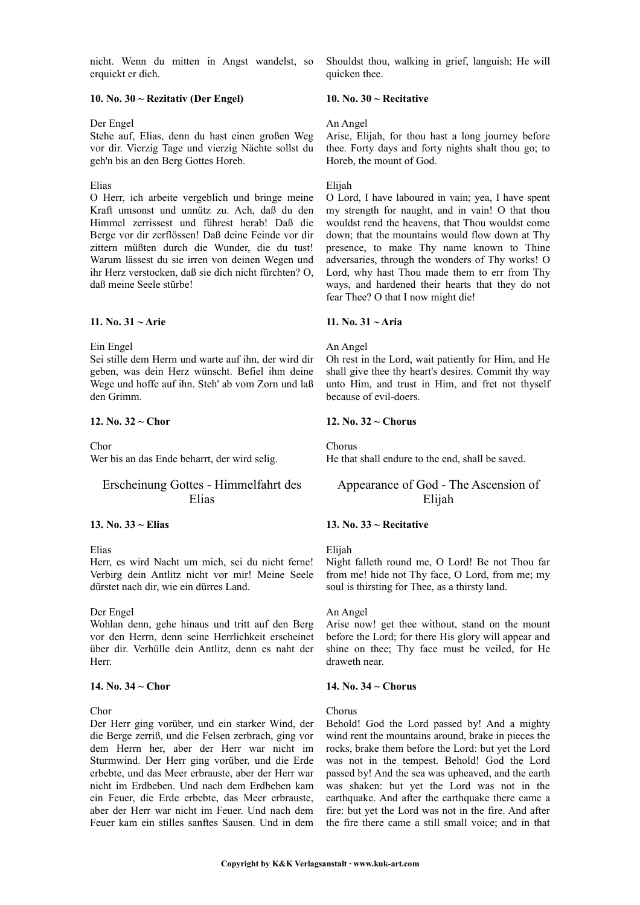nicht. Wenn du mitten in Angst wandelst, so erquickt er dich.

Shouldst thou, walking in grief, languish; He will quicken thee.

**10. No. 30 ~ Rezitativ (Der Engel)**

Der Engel
Stehe auf, Elias, denn du hast einen großen Weg vor dir. Vierzig Tage und vierzig Nächte sollst du geh'n bis an den Berg Gottes Horeb.

Elias
O Herr, ich arbeite vergeblich und bringe meine Kraft umsonst und unnütz zu. Ach, daß du den Himmel zerrissest und führest herab! Daß die Berge vor dir zerflössen! Daß deine Feinde vor dir zittern müßten durch die Wunder, die du tust! Warum lässest du sie irren von deinen Wegen und ihr Herz verstocken, daß sie dich nicht fürchten? O, daß meine Seele stürbe!

**10. No. 30 ~ Recitative**

An Angel
Arise, Elijah, for thou hast a long journey before thee. Forty days and forty nights shalt thou go; to Horeb, the mount of God.

Elijah
O Lord, I have laboured in vain; yea, I have spent my strength for naught, and in vain! O that thou wouldst rend the heavens, that Thou wouldst come down; that the mountains would flow down at Thy presence, to make Thy name known to Thine adversaries, through the wonders of Thy works! O Lord, why hast Thou made them to err from Thy ways, and hardened their hearts that they do not fear Thee? O that I now might die!

**11. No. 31 ~ Arie**

Ein Engel
Sei stille dem Herrn und warte auf ihn, der wird dir geben, was dein Herz wünscht. Befiel ihm deine Wege und hoffe auf ihn. Steh' ab vom Zorn und laß den Grimm.

**11. No. 31 ~ Aria**

An Angel
Oh rest in the Lord, wait patiently for Him, and He shall give thee thy heart's desires. Commit thy way unto Him, and trust in Him, and fret not thyself because of evil-doers.

**12. No. 32 ~ Chor**

Chor
Wer bis an das Ende beharrt, der wird selig.

**12. No. 32 ~ Chorus**

Chorus
He that shall endure to the end, shall be saved.

## Erscheinung Gottes - Himmelfahrt des Elias

## Appearance of God - The Ascension of Elijah

**13. No. 33 ~ Elias**

Elias
Herr, es wird Nacht um mich, sei du nicht ferne! Verbirg dein Antlitz nicht vor mir! Meine Seele dürstet nach dir, wie ein dürres Land.

Der Engel
Wohlan denn, gehe hinaus und tritt auf den Berg vor den Herrn, denn seine Herrlichkeit erscheinet über dir. Verhülle dein Antlitz, denn es naht der Herr.

**13. No. 33 ~ Recitative**

Elijah
Night falleth round me, O Lord! Be not Thou far from me! hide not Thy face, O Lord, from me; my soul is thirsting for Thee, as a thirsty land.

An Angel
Arise now! get thee without, stand on the mount before the Lord; for there His glory will appear and shine on thee; Thy face must be veiled, for He draweth near.

**14. No. 34 ~ Chor**

Chor
Der Herr ging vorüber, und ein starker Wind, der die Berge zerriß, und die Felsen zerbrach, ging vor dem Herrn her, aber der Herr war nicht im Sturmwind. Der Herr ging vorüber, und die Erde erbebte, und das Meer erbrauste, aber der Herr war nicht im Erdbeben. Und nach dem Erdbeben kam ein Feuer, die Erde erbebte, das Meer erbrauste, aber der Herr war nicht im Feuer. Und nach dem Feuer kam ein stilles sanftes Sausen. Und in dem

**14. No. 34 ~ Chorus**

Chorus
Behold! God the Lord passed by! And a mighty wind rent the mountains around, brake in pieces the rocks, brake them before the Lord: but yet the Lord was not in the tempest. Behold! God the Lord passed by! And the sea was upheaved, and the earth was shaken: but yet the Lord was not in the earthquake. And after the earthquake there came a fire: but yet the Lord was not in the fire. And after the fire there came a still small voice; and in that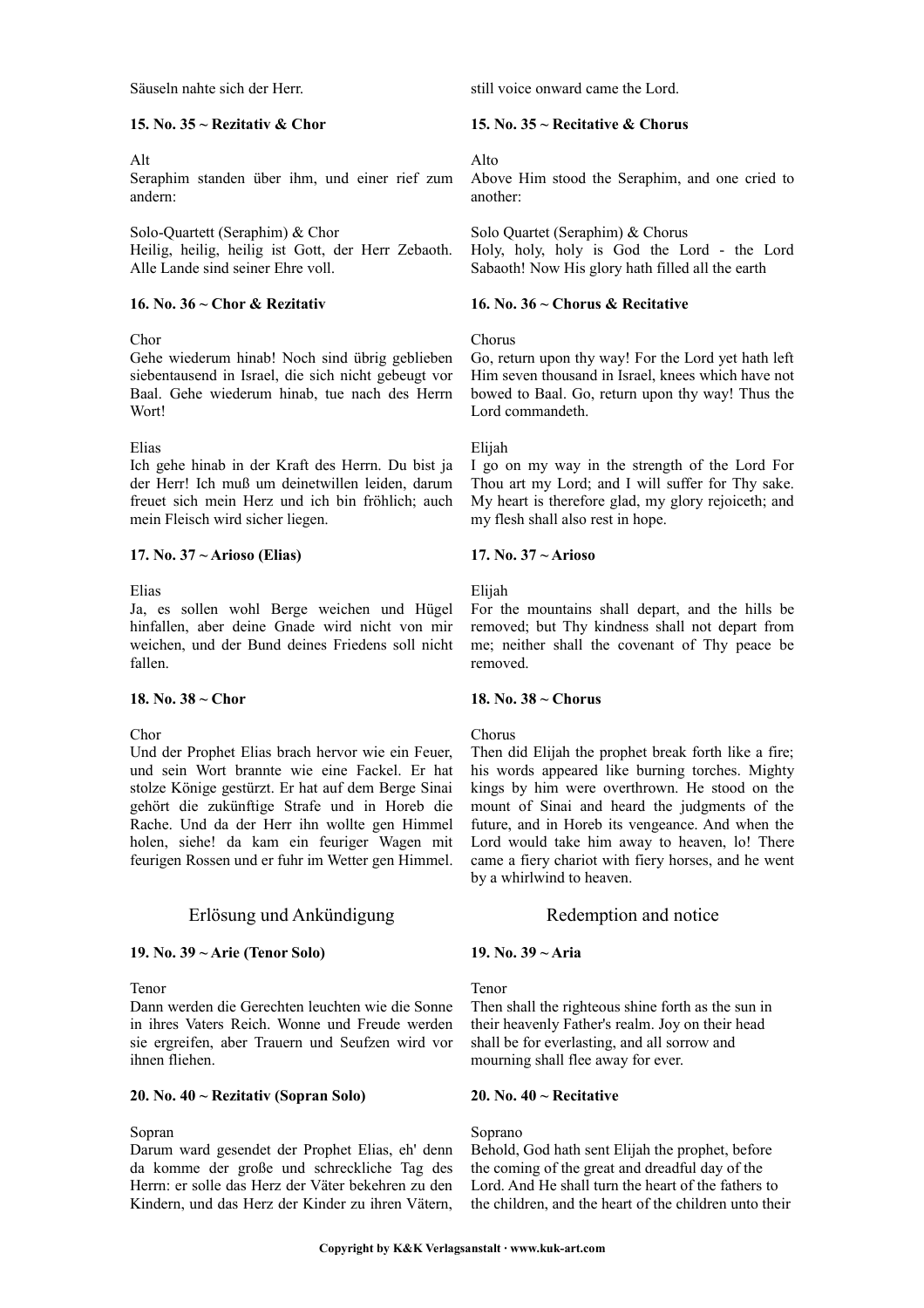Säuseln nahte sich der Herr.

still voice onward came the Lord.

**15. No. 35 ~ Rezitativ & Chor**

Alt
Seraphim standen über ihm, und einer rief zum andern:

Solo-Quartett (Seraphim) & Chor
Heilig, heilig, heilig ist Gott, der Herr Zebaoth. Alle Lande sind seiner Ehre voll.

**15. No. 35 ~ Recitative & Chorus**

Alto
Above Him stood the Seraphim, and one cried to another:

Solo Quartet (Seraphim) & Chorus
Holy, holy, holy is God the Lord - the Lord Sabaoth! Now His glory hath filled all the earth

**16. No. 36 ~ Chor & Rezitativ**

Chor
Gehe wiederum hinab! Noch sind übrig geblieben siebentausend in Israel, die sich nicht gebeugt vor Baal. Gehe wiederum hinab, tue nach des Herrn Wort!

Elias
Ich gehe hinab in der Kraft des Herrn. Du bist ja der Herr! Ich muß um deinetwillen leiden, darum freuet sich mein Herz und ich bin fröhlich; auch mein Fleisch wird sicher liegen.

**16. No. 36 ~ Chorus & Recitative**

Chorus
Go, return upon thy way! For the Lord yet hath left Him seven thousand in Israel, knees which have not bowed to Baal. Go, return upon thy way! Thus the Lord commandeth.

Elijah
I go on my way in the strength of the Lord For Thou art my Lord; and I will suffer for Thy sake. My heart is therefore glad, my glory rejoiceth; and my flesh shall also rest in hope.

**17. No. 37 ~ Arioso (Elias)**

Elias
Ja, es sollen wohl Berge weichen und Hügel hinfallen, aber deine Gnade wird nicht von mir weichen, und der Bund deines Friedens soll nicht fallen.

**17. No. 37 ~ Arioso**

Elijah
For the mountains shall depart, and the hills be removed; but Thy kindness shall not depart from me; neither shall the covenant of Thy peace be removed.

**18. No. 38 ~ Chor**

Chor
Und der Prophet Elias brach hervor wie ein Feuer, und sein Wort brannte wie eine Fackel. Er hat stolze Könige gestürzt. Er hat auf dem Berge Sinai gehört die zukünftige Strafe und in Horeb die Rache. Und da der Herr ihn wollte gen Himmel holen, siehe! da kam ein feuriger Wagen mit feurigen Rossen und er fuhr im Wetter gen Himmel.

**18. No. 38 ~ Chorus**

Chorus
Then did Elijah the prophet break forth like a fire; his words appeared like burning torches. Mighty kings by him were overthrown. He stood on the mount of Sinai and heard the judgments of the future, and in Horeb its vengeance. And when the Lord would take him away to heaven, lo! There came a fiery chariot with fiery horses, and he went by a whirlwind to heaven.

## Erlösung und Ankündigung

## Redemption and notice

**19. No. 39 ~ Arie (Tenor Solo)**

Tenor
Dann werden die Gerechten leuchten wie die Sonne in ihres Vaters Reich. Wonne und Freude werden sie ergreifen, aber Trauern und Seufzen wird vor ihnen fliehen.

**19. No. 39 ~ Aria**

Tenor
Then shall the righteous shine forth as the sun in their heavenly Father's realm. Joy on their head shall be for everlasting, and all sorrow and mourning shall flee away for ever.

**20. No. 40 ~ Rezitativ (Sopran Solo)**

Sopran
Darum ward gesendet der Prophet Elias, eh' denn da komme der große und schreckliche Tag des Herrn: er solle das Herz der Väter bekehren zu den Kindern, und das Herz der Kinder zu ihren Vätern,

**20. No. 40 ~ Recitative**

Soprano
Behold, God hath sent Elijah the prophet, before the coming of the great and dreadful day of the Lord. And He shall turn the heart of the fathers to the children, and the heart of the children unto their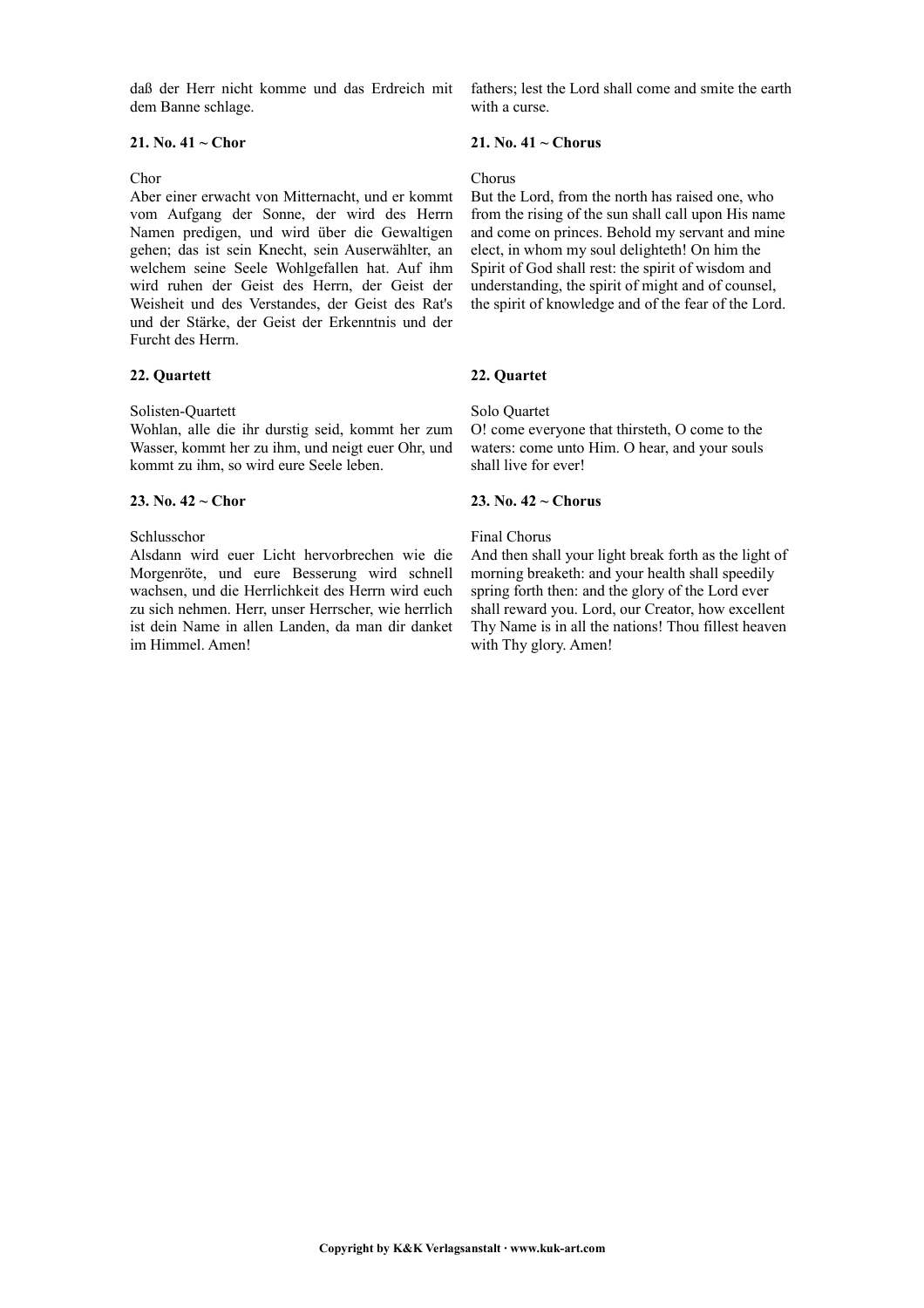daß der Herr nicht komme und das Erdreich mit dem Banne schlage.

fathers; lest the Lord shall come and smite the earth with a curse.

**21. No. 41 ~ Chor**

Chor
Aber einer erwacht von Mitternacht, und er kommt vom Aufgang der Sonne, der wird des Herrn Namen predigen, und wird über die Gewaltigen gehen; das ist sein Knecht, sein Auserwählter, an welchem seine Seele Wohlgefallen hat. Auf ihm wird ruhen der Geist des Herrn, der Geist der Weisheit und des Verstandes, der Geist des Rat's und der Stärke, der Geist der Erkenntnis und der Furcht des Herrn.

**21. No. 41 ~ Chorus**

Chorus
But the Lord, from the north has raised one, who from the rising of the sun shall call upon His name and come on princes. Behold my servant and mine elect, in whom my soul delighteth! On him the Spirit of God shall rest: the spirit of wisdom and understanding, the spirit of might and of counsel, the spirit of knowledge and of the fear of the Lord.

**22. Quartett**

Solisten-Quartett
Wohlan, alle die ihr durstig seid, kommt her zum Wasser, kommt her zu ihm, und neigt euer Ohr, und kommt zu ihm, so wird eure Seele leben.

**22. Quartet**

Solo Quartet
O! come everyone that thirsteth, O come to the waters: come unto Him. O hear, and your souls shall live for ever!

**23. No. 42 ~ Chor**

Schlusschor
Alsdann wird euer Licht hervorbrechen wie die Morgenröte, und eure Besserung wird schnell wachsen, und die Herrlichkeit des Herrn wird euch zu sich nehmen. Herr, unser Herrscher, wie herrlich ist dein Name in allen Landen, da man dir danket im Himmel. Amen!

**23. No. 42 ~ Chorus**

Final Chorus
And then shall your light break forth as the light of morning breaketh: and your health shall speedily spring forth then: and the glory of the Lord ever shall reward you. Lord, our Creator, how excellent Thy Name is in all the nations! Thou fillest heaven with Thy glory. Amen!

Copyright by K&K Verlagsanstalt · www.kuk-art.com